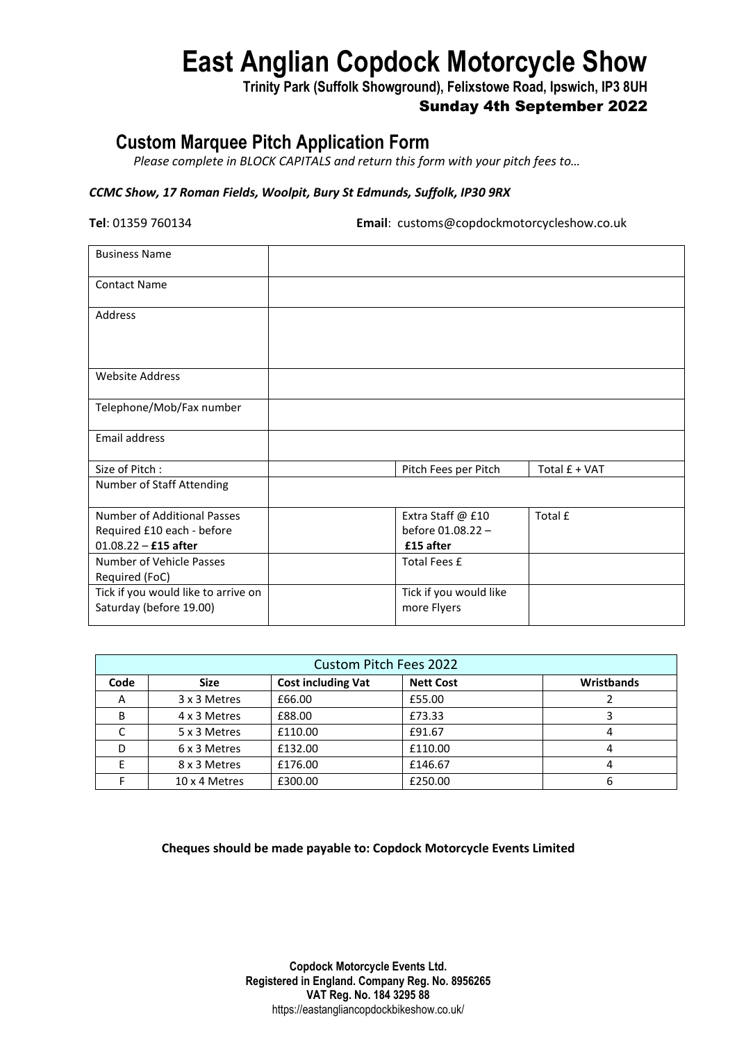#  East Anglian Copdock Motorcycle Show

**Trinity Park (Suffolk Showground), Felixstowe Road, Ipswich, IP3 8UH**

**Sunday 4th September 2022**

## Custom Marquee Pitch Application Form

*Please complete in BLOCK CAPITALS and return this form with your pitch fees to…*

***CCMC Show, 17 Roman Fields, Woolpit, Bury St Edmunds, Suffolk, IP30 9RX***

**Tel**: 01359 760134 **Email**: customs@copdockmotorcycleshow.co.uk

| Business Name | | | |
|---|---|---|---|
| Contact Name | | | |
| Address | | | |
| Website Address | | | |
| Telephone/Mob/Fax number | | | |
| Email address | | | |
| Size of Pitch : | | Pitch Fees per Pitch | Total £ + VAT |
| Number of Staff Attending | | | |
| Number of Additional Passes Required £10 each - before 01.08.22 – **£15 after** | | Extra Staff @ £10 before 01.08.22 – **£15 after** | Total £ |
| Number of Vehicle Passes Required (FoC) | | Total Fees £ | |
| Tick if you would like to arrive on Saturday (before 19.00) | | Tick if you would like more Flyers | |

| Custom Pitch Fees 2022 | | | | |
|---|---|---|---|---|
| **Code** | **Size** | **Cost including Vat** | **Nett Cost** | **Wristbands** |
| A | 3 x 3 Metres | £66.00 | £55.00 | 2 |
| B | 4 x 3 Metres | £88.00 | £73.33 | 3 |
| C | 5 x 3 Metres | £110.00 | £91.67 | 4 |
| D | 6 x 3 Metres | £132.00 | £110.00 | 4 |
| E | 8 x 3 Metres | £176.00 | £146.67 | 4 |
| F | 10 x 4 Metres | £300.00 | £250.00 | 6 |

**Cheques should be made payable to: Copdock Motorcycle Events Limited**

**Copdock Motorcycle Events Ltd.**
**Registered in England. Company Reg. No. 8956265**
**VAT Reg. No. 184 3295 88**
https://eastangliancopdockbikeshow.co.uk/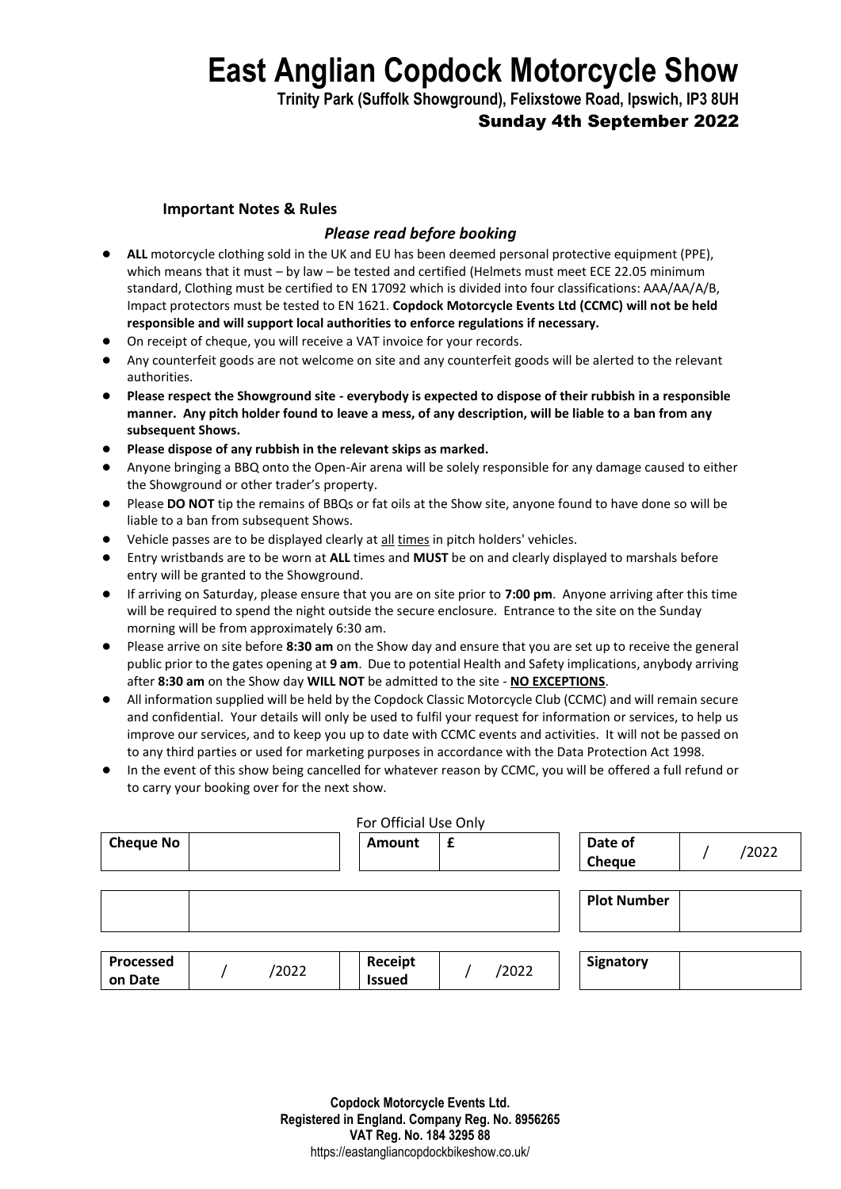# East Anglian Copdock Motorcycle Show

**Trinity Park (Suffolk Showground), Felixstowe Road, Ipswich, IP3 8UH**

**Sunday 4th September 2022**

### Important Notes & Rules

***Please read before booking***

- **ALL** motorcycle clothing sold in the UK and EU has been deemed personal protective equipment (PPE), which means that it must – by law – be tested and certified (Helmets must meet ECE 22.05 minimum standard, Clothing must be certified to EN 17092 which is divided into four classifications: AAA/AA/A/B, Impact protectors must be tested to EN 1621. **Copdock Motorcycle Events Ltd (CCMC) will not be held responsible and will support local authorities to enforce regulations if necessary.**
- On receipt of cheque, you will receive a VAT invoice for your records.
- Any counterfeit goods are not welcome on site and any counterfeit goods will be alerted to the relevant authorities.
- **Please respect the Showground site - everybody is expected to dispose of their rubbish in a responsible manner. Any pitch holder found to leave a mess, of any description, will be liable to a ban from any subsequent Shows.**
- **Please dispose of any rubbish in the relevant skips as marked.**
- Anyone bringing a BBQ onto the Open-Air arena will be solely responsible for any damage caused to either the Showground or other trader's property.
- Please **DO NOT** tip the remains of BBQs or fat oils at the Show site, anyone found to have done so will be liable to a ban from subsequent Shows.
- Vehicle passes are to be displayed clearly at all times in pitch holders' vehicles.
- Entry wristbands are to be worn at **ALL** times and **MUST** be on and clearly displayed to marshals before entry will be granted to the Showground.
- If arriving on Saturday, please ensure that you are on site prior to **7:00 pm**. Anyone arriving after this time will be required to spend the night outside the secure enclosure. Entrance to the site on the Sunday morning will be from approximately 6:30 am.
- Please arrive on site before **8:30 am** on the Show day and ensure that you are set up to receive the general public prior to the gates opening at **9 am**. Due to potential Health and Safety implications, anybody arriving after **8:30 am** on the Show day **WILL NOT** be admitted to the site - **NO EXCEPTIONS**.
- All information supplied will be held by the Copdock Classic Motorcycle Club (CCMC) and will remain secure and confidential. Your details will only be used to fulfil your request for information or services, to help us improve our services, and to keep you up to date with CCMC events and activities. It will not be passed on to any third parties or used for marketing purposes in accordance with the Data Protection Act 1998.
- In the event of this show being cancelled for whatever reason by CCMC, you will be offered a full refund or to carry your booking over for the next show.

For Official Use Only

| | | | | | |
|---|---|---|---|---|---|
| **Cheque No** | | **Amount** | £ | **Date of Cheque** | / /2022 |
| | | | | **Plot Number** | |
| **Processed on Date** | / /2022 | **Receipt Issued** | / /2022 | **Signatory** | |

**Copdock Motorcycle Events Ltd.**
**Registered in England. Company Reg. No. 8956265**
**VAT Reg. No. 184 3295 88**
https://eastangliancopdockbikeshow.co.uk/